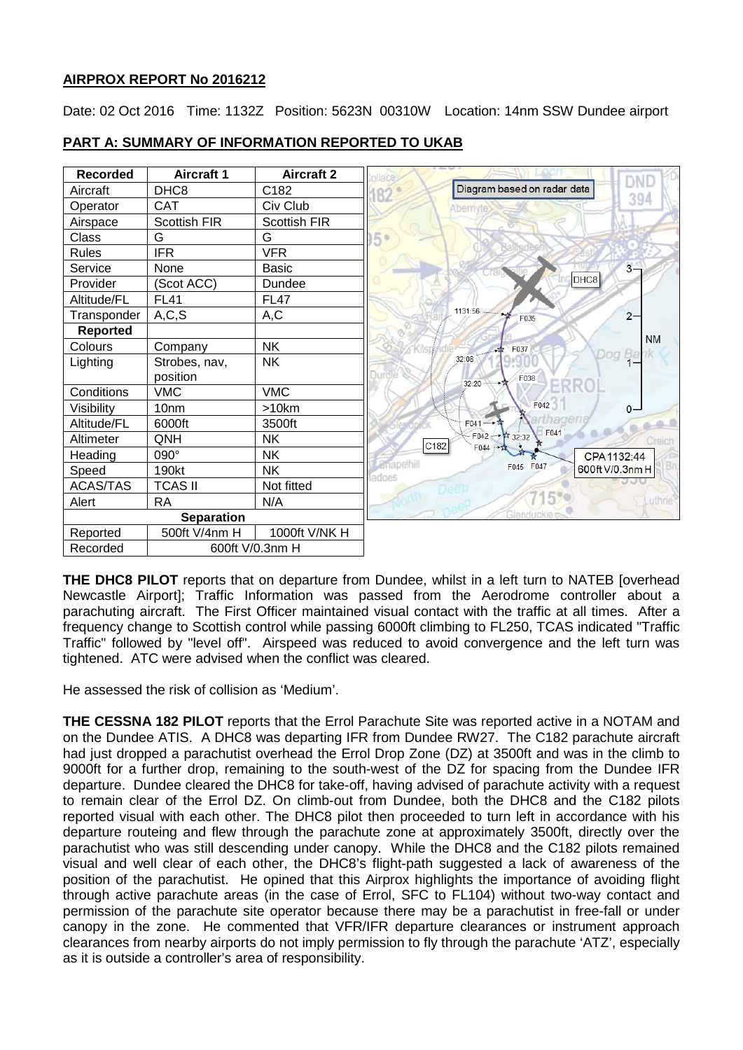**AIRPROX REPORT No 2016212**

Date: 02 Oct 2016 Time: 1132Z Position: 5623N 00310W Location: 14nm SSW Dundee airport

## PART A: SUMMARY OF INFORMATION REPORTED TO UKAB

| Recorded | Aircraft 1 | Aircraft 2 |
|---|---|---|
| Aircraft | DHC8 | C182 |
| Operator | CAT | Civ Club |
| Airspace | Scottish FIR | Scottish FIR |
| Class | G | G |
| Rules | IFR | VFR |
| Service | None | Basic |
| Provider | (Scot ACC) | Dundee |
| Altitude/FL | FL41 | FL47 |
| Transponder | A,C,S | A,C |
| **Reported** | | |
| Colours | Company | NK |
| Lighting | Strobes, nav, position | NK |
| Conditions | VMC | VMC |
| Visibility | 10nm | >10km |
| Altitude/FL | 6000ft | 3500ft |
| Altimeter | QNH | NK |
| Heading | 090° | NK |
| Speed | 190kt | NK |
| ACAS/TAS | TCAS II | Not fitted |
| Alert | RA | N/A |
| **Separation** | | |
| Reported | 500ft V/4nm H | 1000ft V/NK H |
| Recorded | 600ft V/0.3nm H | |

Diagram based on radar data

**THE DHC8 PILOT** reports that on departure from Dundee, whilst in a left turn to NATEB [overhead Newcastle Airport]; Traffic Information was passed from the Aerodrome controller about a parachuting aircraft. The First Officer maintained visual contact with the traffic at all times. After a frequency change to Scottish control while passing 6000ft climbing to FL250, TCAS indicated "Traffic Traffic" followed by "level off". Airspeed was reduced to avoid convergence and the left turn was tightened. ATC were advised when the conflict was cleared.

He assessed the risk of collision as 'Medium'.

**THE CESSNA 182 PILOT** reports that the Errol Parachute Site was reported active in a NOTAM and on the Dundee ATIS. A DHC8 was departing IFR from Dundee RW27. The C182 parachute aircraft had just dropped a parachutist overhead the Errol Drop Zone (DZ) at 3500ft and was in the climb to 9000ft for a further drop, remaining to the south-west of the DZ for spacing from the Dundee IFR departure. Dundee cleared the DHC8 for take-off, having advised of parachute activity with a request to remain clear of the Errol DZ. On climb-out from Dundee, both the DHC8 and the C182 pilots reported visual with each other. The DHC8 pilot then proceeded to turn left in accordance with his departure routeing and flew through the parachute zone at approximately 3500ft, directly over the parachutist who was still descending under canopy. While the DHC8 and the C182 pilots remained visual and well clear of each other, the DHC8's flight-path suggested a lack of awareness of the position of the parachutist. He opined that this Airprox highlights the importance of avoiding flight through active parachute areas (in the case of Errol, SFC to FL104) without two-way contact and permission of the parachute site operator because there may be a parachutist in free-fall or under canopy in the zone. He commented that VFR/IFR departure clearances or instrument approach clearances from nearby airports do not imply permission to fly through the parachute 'ATZ', especially as it is outside a controller's area of responsibility.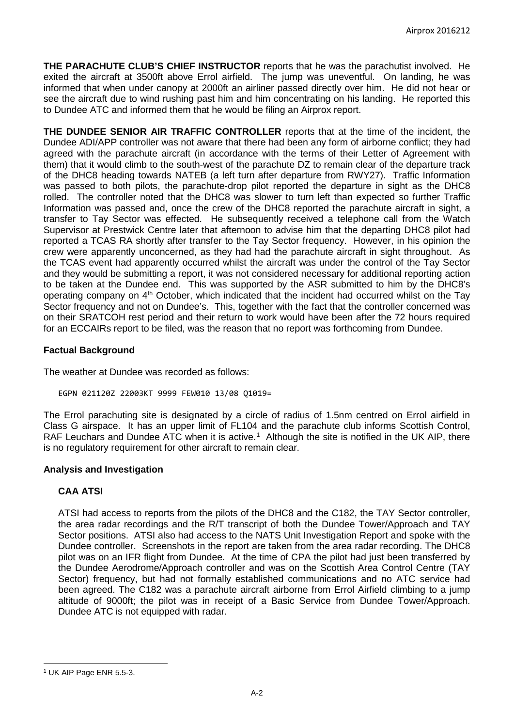**THE PARACHUTE CLUB'S CHIEF INSTRUCTOR** reports that he was the parachutist involved. He exited the aircraft at 3500ft above Errol airfield. The jump was uneventful. On landing, he was informed that when under canopy at 2000ft an airliner passed directly over him. He did not hear or see the aircraft due to wind rushing past him and him concentrating on his landing. He reported this to Dundee ATC and informed them that he would be filing an Airprox report.

**THE DUNDEE SENIOR AIR TRAFFIC CONTROLLER** reports that at the time of the incident, the Dundee ADI/APP controller was not aware that there had been any form of airborne conflict; they had agreed with the parachute aircraft (in accordance with the terms of their Letter of Agreement with them) that it would climb to the south-west of the parachute DZ to remain clear of the departure track of the DHC8 heading towards NATEB (a left turn after departure from RWY27). Traffic Information was passed to both pilots, the parachute-drop pilot reported the departure in sight as the DHC8 rolled. The controller noted that the DHC8 was slower to turn left than expected so further Traffic Information was passed and, once the crew of the DHC8 reported the parachute aircraft in sight, a transfer to Tay Sector was effected. He subsequently received a telephone call from the Watch Supervisor at Prestwick Centre later that afternoon to advise him that the departing DHC8 pilot had reported a TCAS RA shortly after transfer to the Tay Sector frequency. However, in his opinion the crew were apparently unconcerned, as they had had the parachute aircraft in sight throughout. As the TCAS event had apparently occurred whilst the aircraft was under the control of the Tay Sector and they would be submitting a report, it was not considered necessary for additional reporting action to be taken at the Dundee end. This was supported by the ASR submitted to him by the DHC8's operating company on 4th October, which indicated that the incident had occurred whilst on the Tay Sector frequency and not on Dundee's. This, together with the fact that the controller concerned was on their SRATCOH rest period and their return to work would have been after the 72 hours required for an ECCAIRs report to be filed, was the reason that no report was forthcoming from Dundee.

## Factual Background

The weather at Dundee was recorded as follows:

```
EGPN 021120Z 22003KT 9999 FEW010 13/08 Q1019=
```

The Errol parachuting site is designated by a circle of radius of 1.5nm centred on Errol airfield in Class G airspace. It has an upper limit of FL104 and the parachute club informs Scottish Control, RAF Leuchars and Dundee ATC when it is active.[1] Although the site is notified in the UK AIP, there is no regulatory requirement for other aircraft to remain clear.

## Analysis and Investigation

### CAA ATSI

ATSI had access to reports from the pilots of the DHC8 and the C182, the TAY Sector controller, the area radar recordings and the R/T transcript of both the Dundee Tower/Approach and TAY Sector positions. ATSI also had access to the NATS Unit Investigation Report and spoke with the Dundee controller. Screenshots in the report are taken from the area radar recording. The DHC8 pilot was on an IFR flight from Dundee. At the time of CPA the pilot had just been transferred by the Dundee Aerodrome/Approach controller and was on the Scottish Area Control Centre (TAY Sector) frequency, but had not formally established communications and no ATC service had been agreed. The C182 was a parachute aircraft airborne from Errol Airfield climbing to a jump altitude of 9000ft; the pilot was in receipt of a Basic Service from Dundee Tower/Approach. Dundee ATC is not equipped with radar.

---

[1] UK AIP Page ENR 5.5-3.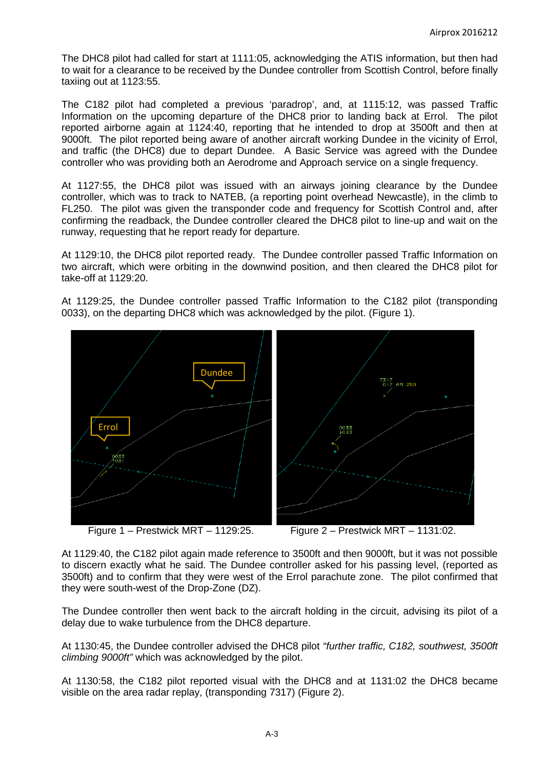The DHC8 pilot had called for start at 1111:05, acknowledging the ATIS information, but then had to wait for a clearance to be received by the Dundee controller from Scottish Control, before finally taxiing out at 1123:55.

The C182 pilot had completed a previous 'paradrop', and, at 1115:12, was passed Traffic Information on the upcoming departure of the DHC8 prior to landing back at Errol. The pilot reported airborne again at 1124:40, reporting that he intended to drop at 3500ft and then at 9000ft. The pilot reported being aware of another aircraft working Dundee in the vicinity of Errol, and traffic (the DHC8) due to depart Dundee. A Basic Service was agreed with the Dundee controller who was providing both an Aerodrome and Approach service on a single frequency.

At 1127:55, the DHC8 pilot was issued with an airways joining clearance by the Dundee controller, which was to track to NATEB, (a reporting point overhead Newcastle), in the climb to FL250. The pilot was given the transponder code and frequency for Scottish Control and, after confirming the readback, the Dundee controller cleared the DHC8 pilot to line-up and wait on the runway, requesting that he report ready for departure.

At 1129:10, the DHC8 pilot reported ready. The Dundee controller passed Traffic Information on two aircraft, which were orbiting in the downwind position, and then cleared the DHC8 pilot for take-off at 1129:20.

At 1129:25, the Dundee controller passed Traffic Information to the C182 pilot (transponding 0033), on the departing DHC8 which was acknowledged by the pilot. (Figure 1).

Figure 1 – Prestwick MRT – 1129:25.

Figure 2 – Prestwick MRT – 1131:02.

At 1129:40, the C182 pilot again made reference to 3500ft and then 9000ft, but it was not possible to discern exactly what he said. The Dundee controller asked for his passing level, (reported as 3500ft) and to confirm that they were west of the Errol parachute zone. The pilot confirmed that they were south-west of the Drop-Zone (DZ).

The Dundee controller then went back to the aircraft holding in the circuit, advising its pilot of a delay due to wake turbulence from the DHC8 departure.

At 1130:45, the Dundee controller advised the DHC8 pilot *"further traffic, C182, southwest, 3500ft climbing 9000ft"* which was acknowledged by the pilot.

At 1130:58, the C182 pilot reported visual with the DHC8 and at 1131:02 the DHC8 became visible on the area radar replay, (transponding 7317) (Figure 2).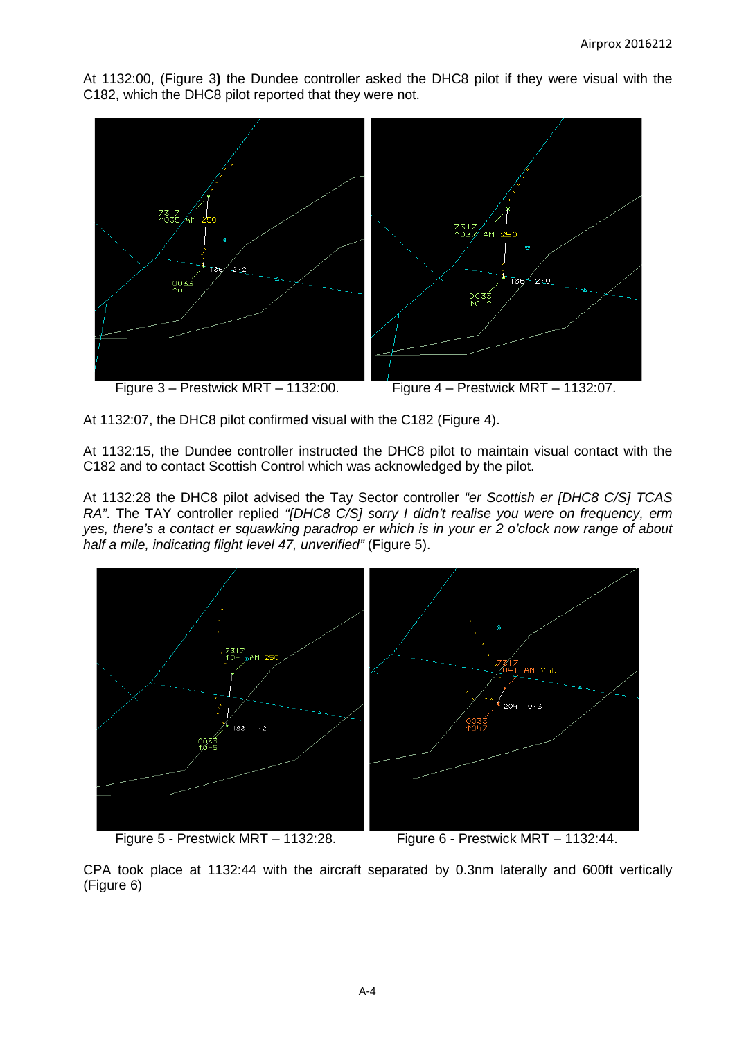At 1132:00, (Figure 3**)** the Dundee controller asked the DHC8 pilot if they were visual with the C182, which the DHC8 pilot reported that they were not.

Figure 3 – Prestwick MRT – 1132:00.

Figure 4 – Prestwick MRT – 1132:07.

At 1132:07, the DHC8 pilot confirmed visual with the C182 (Figure 4).

At 1132:15, the Dundee controller instructed the DHC8 pilot to maintain visual contact with the C182 and to contact Scottish Control which was acknowledged by the pilot.

At 1132:28 the DHC8 pilot advised the Tay Sector controller *"er Scottish er [DHC8 C/S] TCAS RA"*. The TAY controller replied *"[DHC8 C/S] sorry I didn't realise you were on frequency, erm yes, there's a contact er squawking paradrop er which is in your er 2 o'clock now range of about half a mile, indicating flight level 47, unverified"* (Figure 5).

Figure 5 - Prestwick MRT – 1132:28.

Figure 6 - Prestwick MRT – 1132:44.

CPA took place at 1132:44 with the aircraft separated by 0.3nm laterally and 600ft vertically (Figure 6)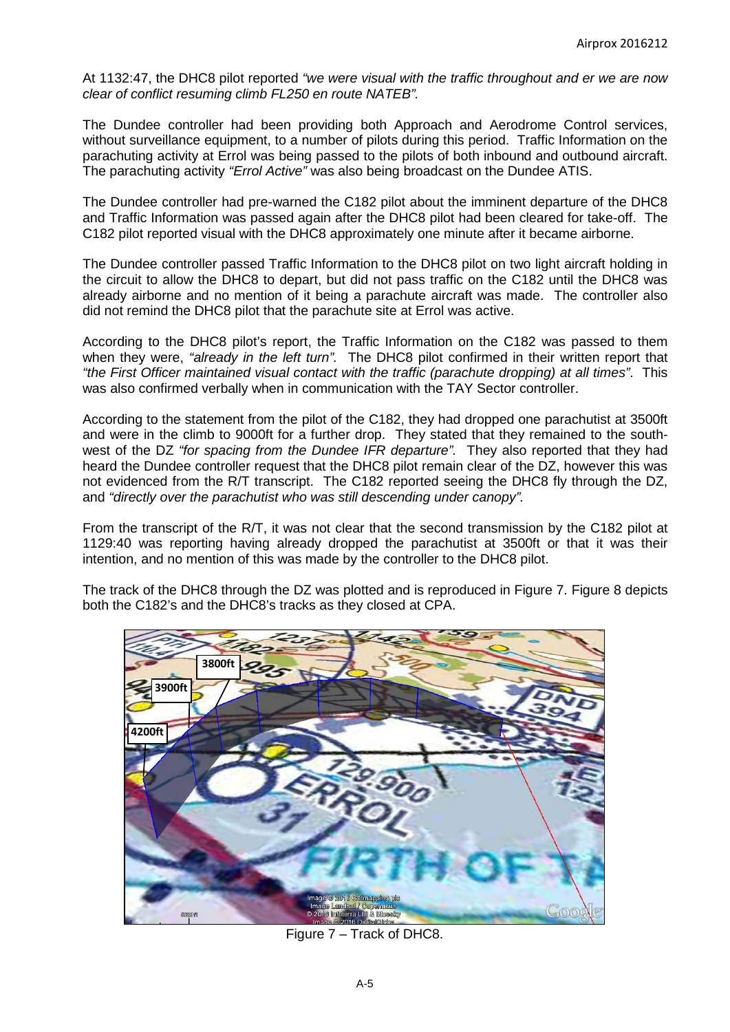At 1132:47, the DHC8 pilot reported *"we were visual with the traffic throughout and er we are now clear of conflict resuming climb FL250 en route NATEB".*

The Dundee controller had been providing both Approach and Aerodrome Control services, without surveillance equipment, to a number of pilots during this period. Traffic Information on the parachuting activity at Errol was being passed to the pilots of both inbound and outbound aircraft. The parachuting activity *"Errol Active"* was also being broadcast on the Dundee ATIS.

The Dundee controller had pre-warned the C182 pilot about the imminent departure of the DHC8 and Traffic Information was passed again after the DHC8 pilot had been cleared for take-off. The C182 pilot reported visual with the DHC8 approximately one minute after it became airborne.

The Dundee controller passed Traffic Information to the DHC8 pilot on two light aircraft holding in the circuit to allow the DHC8 to depart, but did not pass traffic on the C182 until the DHC8 was already airborne and no mention of it being a parachute aircraft was made. The controller also did not remind the DHC8 pilot that the parachute site at Errol was active.

According to the DHC8 pilot's report, the Traffic Information on the C182 was passed to them when they were, *"already in the left turn".* The DHC8 pilot confirmed in their written report that *"the First Officer maintained visual contact with the traffic (parachute dropping) at all times".* This was also confirmed verbally when in communication with the TAY Sector controller.

According to the statement from the pilot of the C182, they had dropped one parachutist at 3500ft and were in the climb to 9000ft for a further drop. They stated that they remained to the south-west of the DZ *"for spacing from the Dundee IFR departure".* They also reported that they had heard the Dundee controller request that the DHC8 pilot remain clear of the DZ, however this was not evidenced from the R/T transcript. The C182 reported seeing the DHC8 fly through the DZ, and *"directly over the parachutist who was still descending under canopy".*

From the transcript of the R/T, it was not clear that the second transmission by the C182 pilot at 1129:40 was reporting having already dropped the parachutist at 3500ft or that it was their intention, and no mention of this was made by the controller to the DHC8 pilot.

The track of the DHC8 through the DZ was plotted and is reproduced in Figure 7. Figure 8 depicts both the C182's and the DHC8's tracks as they closed at CPA.

Figure 7 – Track of DHC8.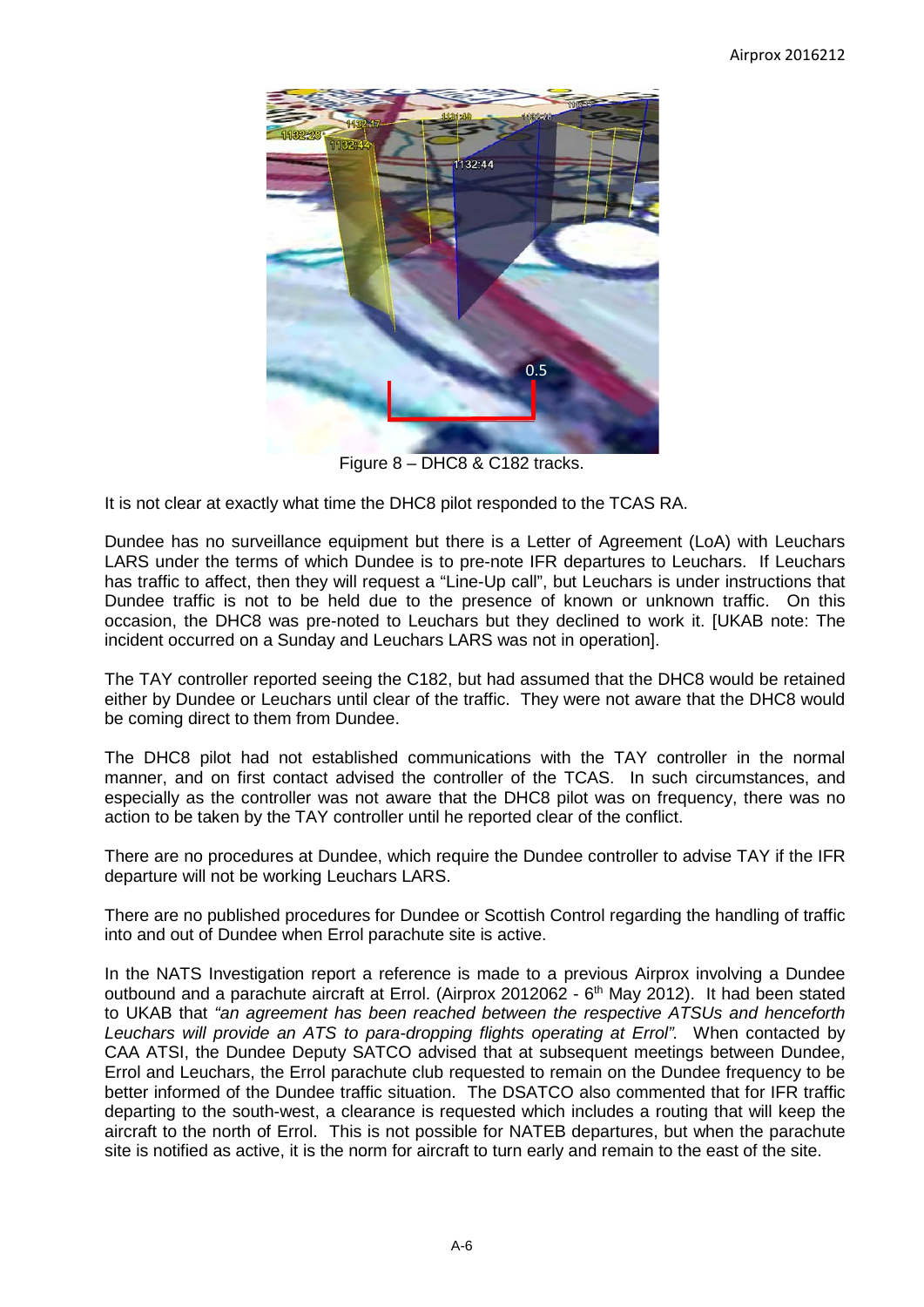Figure 8 – DHC8 & C182 tracks.

It is not clear at exactly what time the DHC8 pilot responded to the TCAS RA.

Dundee has no surveillance equipment but there is a Letter of Agreement (LoA) with Leuchars LARS under the terms of which Dundee is to pre-note IFR departures to Leuchars. If Leuchars has traffic to affect, then they will request a "Line-Up call", but Leuchars is under instructions that Dundee traffic is not to be held due to the presence of known or unknown traffic. On this occasion, the DHC8 was pre-noted to Leuchars but they declined to work it. [UKAB note: The incident occurred on a Sunday and Leuchars LARS was not in operation].

The TAY controller reported seeing the C182, but had assumed that the DHC8 would be retained either by Dundee or Leuchars until clear of the traffic. They were not aware that the DHC8 would be coming direct to them from Dundee.

The DHC8 pilot had not established communications with the TAY controller in the normal manner, and on first contact advised the controller of the TCAS. In such circumstances, and especially as the controller was not aware that the DHC8 pilot was on frequency, there was no action to be taken by the TAY controller until he reported clear of the conflict.

There are no procedures at Dundee, which require the Dundee controller to advise TAY if the IFR departure will not be working Leuchars LARS.

There are no published procedures for Dundee or Scottish Control regarding the handling of traffic into and out of Dundee when Errol parachute site is active.

In the NATS Investigation report a reference is made to a previous Airprox involving a Dundee outbound and a parachute aircraft at Errol. (Airprox 2012062 - 6th May 2012). It had been stated to UKAB that *"an agreement has been reached between the respective ATSUs and henceforth Leuchars will provide an ATS to para-dropping flights operating at Errol".* When contacted by CAA ATSI, the Dundee Deputy SATCO advised that at subsequent meetings between Dundee, Errol and Leuchars, the Errol parachute club requested to remain on the Dundee frequency to be better informed of the Dundee traffic situation. The DSATCO also commented that for IFR traffic departing to the south-west, a clearance is requested which includes a routing that will keep the aircraft to the north of Errol. This is not possible for NATEB departures, but when the parachute site is notified as active, it is the norm for aircraft to turn early and remain to the east of the site.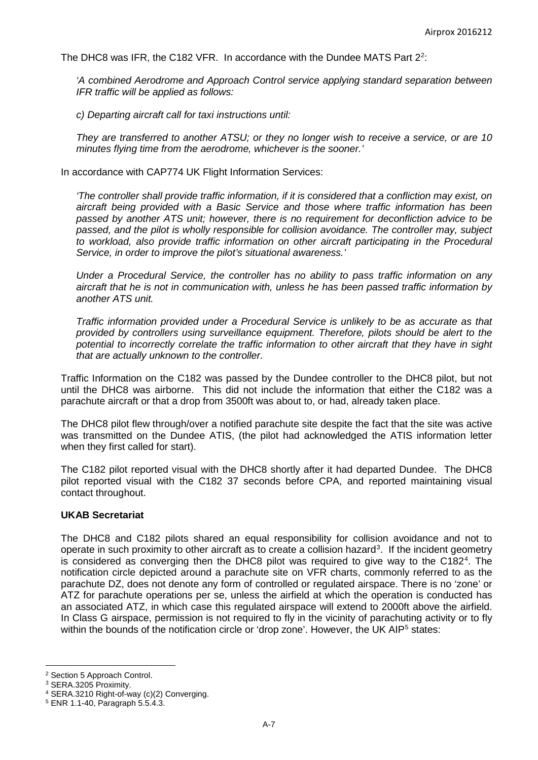The DHC8 was IFR, the C182 VFR. In accordance with the Dundee MATS Part 2[2]:

*'A combined Aerodrome and Approach Control service applying standard separation between IFR traffic will be applied as follows:*

*c) Departing aircraft call for taxi instructions until:*

*They are transferred to another ATSU; or they no longer wish to receive a service, or are 10 minutes flying time from the aerodrome, whichever is the sooner.'*

In accordance with CAP774 UK Flight Information Services:

*'The controller shall provide traffic information, if it is considered that a confliction may exist, on aircraft being provided with a Basic Service and those where traffic information has been passed by another ATS unit; however, there is no requirement for deconfliction advice to be passed, and the pilot is wholly responsible for collision avoidance. The controller may, subject to workload, also provide traffic information on other aircraft participating in the Procedural Service, in order to improve the pilot's situational awareness.'*

*Under a Procedural Service, the controller has no ability to pass traffic information on any aircraft that he is not in communication with, unless he has been passed traffic information by another ATS unit.*

*Traffic information provided under a Procedural Service is unlikely to be as accurate as that provided by controllers using surveillance equipment. Therefore, pilots should be alert to the potential to incorrectly correlate the traffic information to other aircraft that they have in sight that are actually unknown to the controller.*

Traffic Information on the C182 was passed by the Dundee controller to the DHC8 pilot, but not until the DHC8 was airborne. This did not include the information that either the C182 was a parachute aircraft or that a drop from 3500ft was about to, or had, already taken place.

The DHC8 pilot flew through/over a notified parachute site despite the fact that the site was active was transmitted on the Dundee ATIS, (the pilot had acknowledged the ATIS information letter when they first called for start).

The C182 pilot reported visual with the DHC8 shortly after it had departed Dundee. The DHC8 pilot reported visual with the C182 37 seconds before CPA, and reported maintaining visual contact throughout.

### UKAB Secretariat

The DHC8 and C182 pilots shared an equal responsibility for collision avoidance and not to operate in such proximity to other aircraft as to create a collision hazard[3]. If the incident geometry is considered as converging then the DHC8 pilot was required to give way to the C182[4]. The notification circle depicted around a parachute site on VFR charts, commonly referred to as the parachute DZ, does not denote any form of controlled or regulated airspace. There is no 'zone' or ATZ for parachute operations per se, unless the airfield at which the operation is conducted has an associated ATZ, in which case this regulated airspace will extend to 2000ft above the airfield. In Class G airspace, permission is not required to fly in the vicinity of parachuting activity or to fly within the bounds of the notification circle or 'drop zone'. However, the UK AIP[5] states:

---

[2] Section 5 Approach Control.
[3] SERA.3205 Proximity.
[4] SERA.3210 Right-of-way (c)(2) Converging.
[5] ENR 1.1-40, Paragraph 5.5.4.3.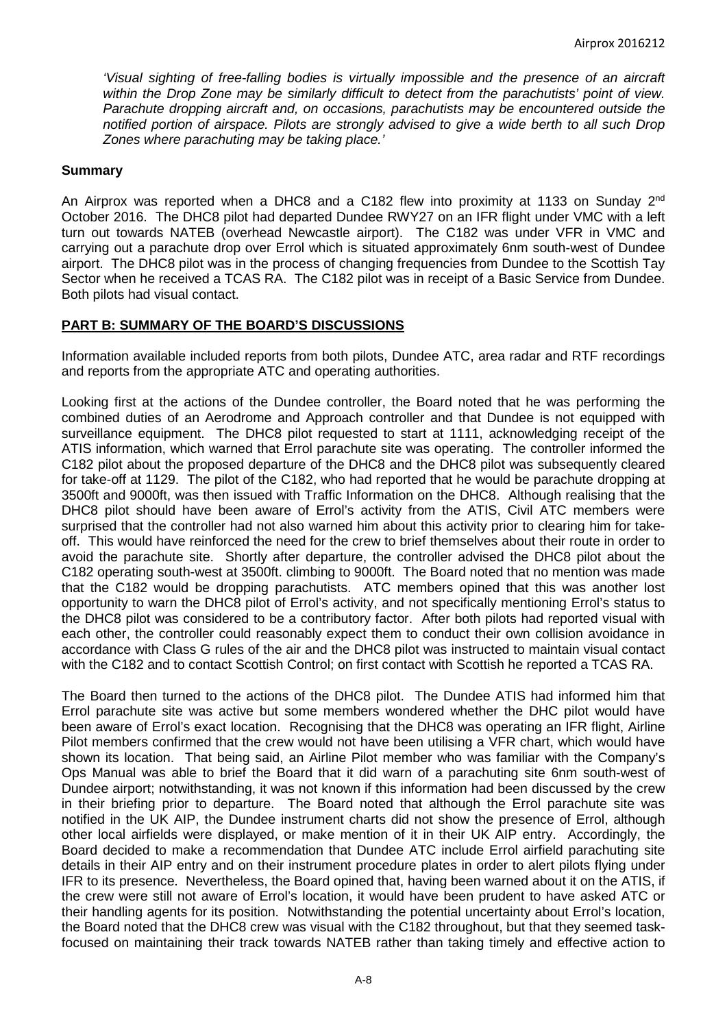*'Visual sighting of free-falling bodies is virtually impossible and the presence of an aircraft within the Drop Zone may be similarly difficult to detect from the parachutists' point of view. Parachute dropping aircraft and, on occasions, parachutists may be encountered outside the notified portion of airspace. Pilots are strongly advised to give a wide berth to all such Drop Zones where parachuting may be taking place.'*

## Summary

An Airprox was reported when a DHC8 and a C182 flew into proximity at 1133 on Sunday 2nd October 2016. The DHC8 pilot had departed Dundee RWY27 on an IFR flight under VMC with a left turn out towards NATEB (overhead Newcastle airport). The C182 was under VFR in VMC and carrying out a parachute drop over Errol which is situated approximately 6nm south-west of Dundee airport. The DHC8 pilot was in the process of changing frequencies from Dundee to the Scottish Tay Sector when he received a TCAS RA. The C182 pilot was in receipt of a Basic Service from Dundee. Both pilots had visual contact.

## PART B: SUMMARY OF THE BOARD'S DISCUSSIONS

Information available included reports from both pilots, Dundee ATC, area radar and RTF recordings and reports from the appropriate ATC and operating authorities.

Looking first at the actions of the Dundee controller, the Board noted that he was performing the combined duties of an Aerodrome and Approach controller and that Dundee is not equipped with surveillance equipment. The DHC8 pilot requested to start at 1111, acknowledging receipt of the ATIS information, which warned that Errol parachute site was operating. The controller informed the C182 pilot about the proposed departure of the DHC8 and the DHC8 pilot was subsequently cleared for take-off at 1129. The pilot of the C182, who had reported that he would be parachute dropping at 3500ft and 9000ft, was then issued with Traffic Information on the DHC8. Although realising that the DHC8 pilot should have been aware of Errol's activity from the ATIS, Civil ATC members were surprised that the controller had not also warned him about this activity prior to clearing him for take-off. This would have reinforced the need for the crew to brief themselves about their route in order to avoid the parachute site. Shortly after departure, the controller advised the DHC8 pilot about the C182 operating south-west at 3500ft. climbing to 9000ft. The Board noted that no mention was made that the C182 would be dropping parachutists. ATC members opined that this was another lost opportunity to warn the DHC8 pilot of Errol's activity, and not specifically mentioning Errol's status to the DHC8 pilot was considered to be a contributory factor. After both pilots had reported visual with each other, the controller could reasonably expect them to conduct their own collision avoidance in accordance with Class G rules of the air and the DHC8 pilot was instructed to maintain visual contact with the C182 and to contact Scottish Control; on first contact with Scottish he reported a TCAS RA.

The Board then turned to the actions of the DHC8 pilot. The Dundee ATIS had informed him that Errol parachute site was active but some members wondered whether the DHC pilot would have been aware of Errol's exact location. Recognising that the DHC8 was operating an IFR flight, Airline Pilot members confirmed that the crew would not have been utilising a VFR chart, which would have shown its location. That being said, an Airline Pilot member who was familiar with the Company's Ops Manual was able to brief the Board that it did warn of a parachuting site 6nm south-west of Dundee airport; notwithstanding, it was not known if this information had been discussed by the crew in their briefing prior to departure. The Board noted that although the Errol parachute site was notified in the UK AIP, the Dundee instrument charts did not show the presence of Errol, although other local airfields were displayed, or make mention of it in their UK AIP entry. Accordingly, the Board decided to make a recommendation that Dundee ATC include Errol airfield parachuting site details in their AIP entry and on their instrument procedure plates in order to alert pilots flying under IFR to its presence. Nevertheless, the Board opined that, having been warned about it on the ATIS, if the crew were still not aware of Errol's location, it would have been prudent to have asked ATC or their handling agents for its position. Notwithstanding the potential uncertainty about Errol's location, the Board noted that the DHC8 crew was visual with the C182 throughout, but that they seemed task-focused on maintaining their track towards NATEB rather than taking timely and effective action to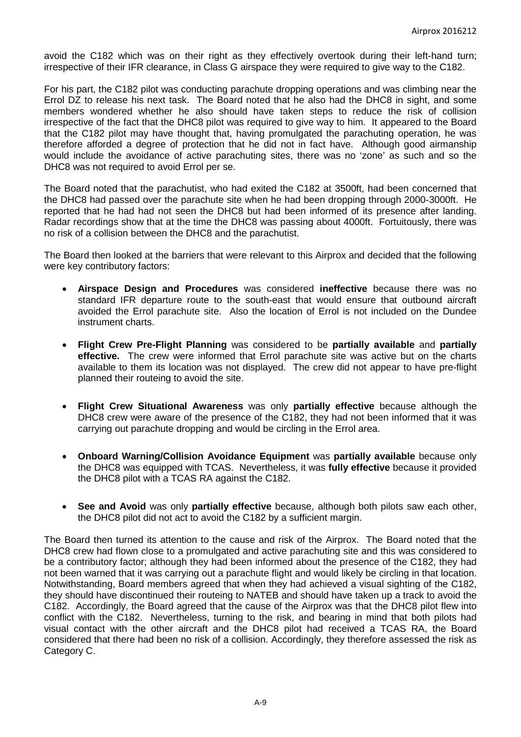avoid the C182 which was on their right as they effectively overtook during their left-hand turn; irrespective of their IFR clearance, in Class G airspace they were required to give way to the C182.

For his part, the C182 pilot was conducting parachute dropping operations and was climbing near the Errol DZ to release his next task. The Board noted that he also had the DHC8 in sight, and some members wondered whether he also should have taken steps to reduce the risk of collision irrespective of the fact that the DHC8 pilot was required to give way to him. It appeared to the Board that the C182 pilot may have thought that, having promulgated the parachuting operation, he was therefore afforded a degree of protection that he did not in fact have. Although good airmanship would include the avoidance of active parachuting sites, there was no 'zone' as such and so the DHC8 was not required to avoid Errol per se.

The Board noted that the parachutist, who had exited the C182 at 3500ft, had been concerned that the DHC8 had passed over the parachute site when he had been dropping through 2000-3000ft. He reported that he had had not seen the DHC8 but had been informed of its presence after landing. Radar recordings show that at the time the DHC8 was passing about 4000ft. Fortuitously, there was no risk of a collision between the DHC8 and the parachutist.

The Board then looked at the barriers that were relevant to this Airprox and decided that the following were key contributory factors:

- **Airspace Design and Procedures** was considered **ineffective** because there was no standard IFR departure route to the south-east that would ensure that outbound aircraft avoided the Errol parachute site. Also the location of Errol is not included on the Dundee instrument charts.

- **Flight Crew Pre-Flight Planning** was considered to be **partially available** and **partially effective.** The crew were informed that Errol parachute site was active but on the charts available to them its location was not displayed. The crew did not appear to have pre-flight planned their routeing to avoid the site.

- **Flight Crew Situational Awareness** was only **partially effective** because although the DHC8 crew were aware of the presence of the C182, they had not been informed that it was carrying out parachute dropping and would be circling in the Errol area.

- **Onboard Warning/Collision Avoidance Equipment** was **partially available** because only the DHC8 was equipped with TCAS. Nevertheless, it was **fully effective** because it provided the DHC8 pilot with a TCAS RA against the C182.

- **See and Avoid** was only **partially effective** because, although both pilots saw each other, the DHC8 pilot did not act to avoid the C182 by a sufficient margin.

The Board then turned its attention to the cause and risk of the Airprox. The Board noted that the DHC8 crew had flown close to a promulgated and active parachuting site and this was considered to be a contributory factor; although they had been informed about the presence of the C182, they had not been warned that it was carrying out a parachute flight and would likely be circling in that location. Notwithstanding, Board members agreed that when they had achieved a visual sighting of the C182, they should have discontinued their routeing to NATEB and should have taken up a track to avoid the C182. Accordingly, the Board agreed that the cause of the Airprox was that the DHC8 pilot flew into conflict with the C182. Nevertheless, turning to the risk, and bearing in mind that both pilots had visual contact with the other aircraft and the DHC8 pilot had received a TCAS RA, the Board considered that there had been no risk of a collision. Accordingly, they therefore assessed the risk as Category C.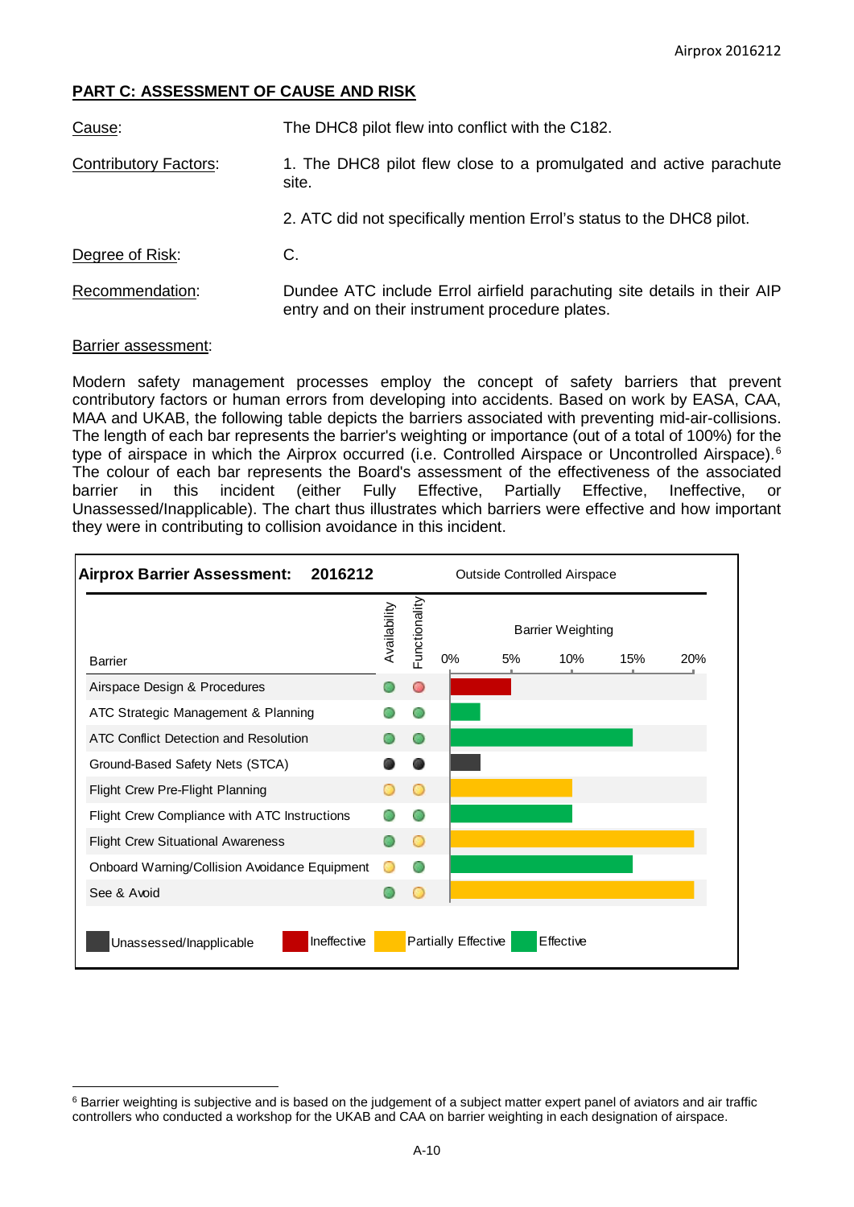## PART C: ASSESSMENT OF CAUSE AND RISK

Cause: The DHC8 pilot flew into conflict with the C182.

Contributory Factors:

1. The DHC8 pilot flew close to a promulgated and active parachute site.
2. ATC did not specifically mention Errol's status to the DHC8 pilot.

Degree of Risk: C.

Recommendation: Dundee ATC include Errol airfield parachuting site details in their AIP entry and on their instrument procedure plates.

Barrier assessment:

Modern safety management processes employ the concept of safety barriers that prevent contributory factors or human errors from developing into accidents. Based on work by EASA, CAA, MAA and UKAB, the following table depicts the barriers associated with preventing mid-air-collisions. The length of each bar represents the barrier's weighting or importance (out of a total of 100%) for the type of airspace in which the Airprox occurred (i.e. Controlled Airspace or Uncontrolled Airspace).[6] The colour of each bar represents the Board's assessment of the effectiveness of the associated barrier in this incident (either Fully Effective, Partially Effective, Ineffective, or Unassessed/Inapplicable). The chart thus illustrates which barriers were effective and how important they were in contributing to collision avoidance in this incident.

**Airprox Barrier Assessment: 2016212**

Outside Controlled Airspace

Barrier
Availability
Functionality
Barrier Weighting
0% 5% 10% 15% 20%

Airspace Design & Procedures
ATC Strategic Management & Planning
ATC Conflict Detection and Resolution
Ground-Based Safety Nets (STCA)
Flight Crew Pre-Flight Planning
Flight Crew Compliance with ATC Instructions
Flight Crew Situational Awareness
Onboard Warning/Collision Avoidance Equipment
See & Avoid

Unassessed/Inapplicable Ineffective Partially Effective Effective

[6] Barrier weighting is subjective and is based on the judgement of a subject matter expert panel of aviators and air traffic controllers who conducted a workshop for the UKAB and CAA on barrier weighting in each designation of airspace.